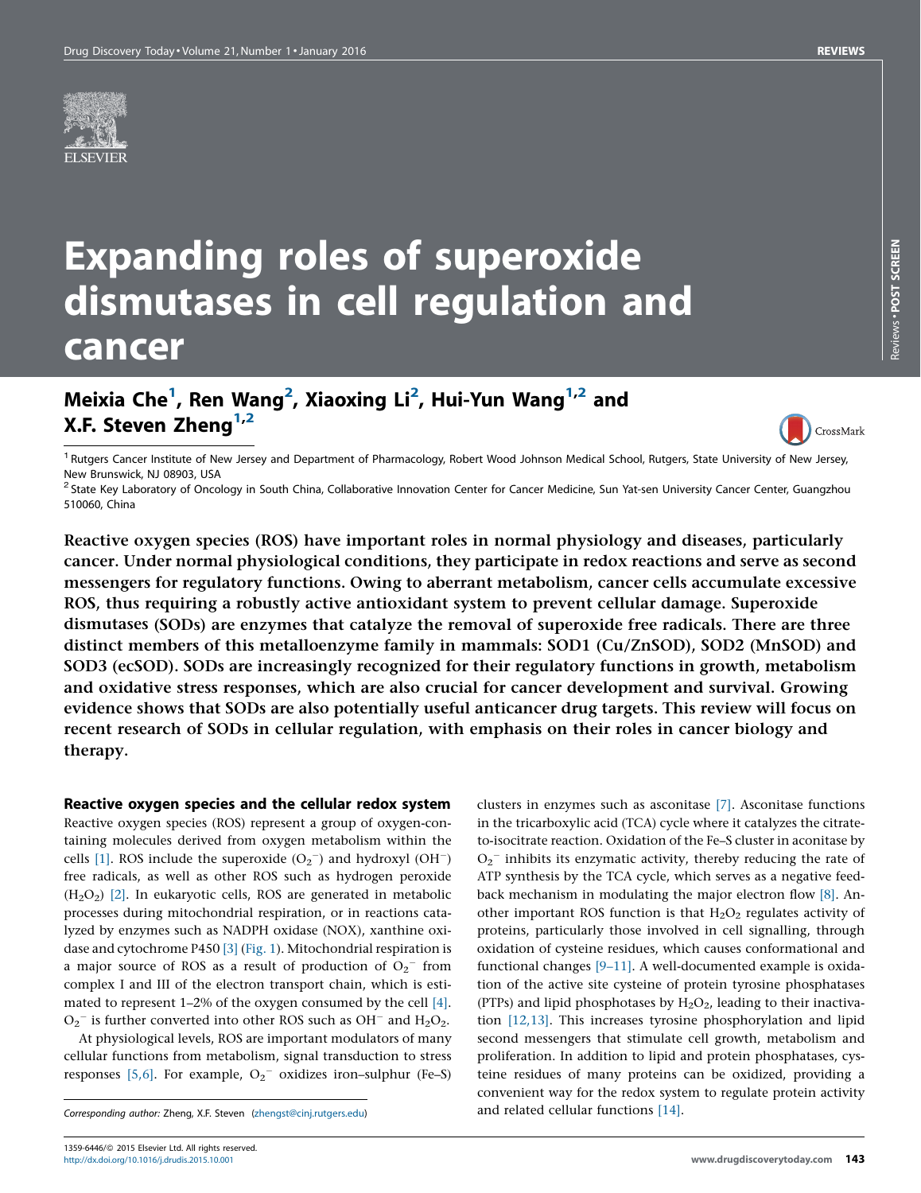# Expanding roles of superoxide dismutases in cell regulation and cancer

**Meixia Che[1], Ren Wang[2], Xiaoxing Li[2], Hui-Yun Wang[1,2] and X.F. Steven Zheng[1,2]**

[1] Rutgers Cancer Institute of New Jersey and Department of Pharmacology, Robert Wood Johnson Medical School, Rutgers, State University of New Jersey, New Brunswick, NJ 08903, USA

[2] State Key Laboratory of Oncology in South China, Collaborative Innovation Center for Cancer Medicine, Sun Yat-sen University Cancer Center, Guangzhou 510060, China

**Reactive oxygen species (ROS) have important roles in normal physiology and diseases, particularly cancer. Under normal physiological conditions, they participate in redox reactions and serve as second messengers for regulatory functions. Owing to aberrant metabolism, cancer cells accumulate excessive ROS, thus requiring a robustly active antioxidant system to prevent cellular damage. Superoxide dismutases (SODs) are enzymes that catalyze the removal of superoxide free radicals. There are three distinct members of this metalloenzyme family in mammals: SOD1 (Cu/ZnSOD), SOD2 (MnSOD) and SOD3 (ecSOD). SODs are increasingly recognized for their regulatory functions in growth, metabolism and oxidative stress responses, which are also crucial for cancer development and survival. Growing evidence shows that SODs are also potentially useful anticancer drug targets. This review will focus on recent research of SODs in cellular regulation, with emphasis on their roles in cancer biology and therapy.**

## Reactive oxygen species and the cellular redox system

Reactive oxygen species (ROS) represent a group of oxygen-containing molecules derived from oxygen metabolism within the cells [1]. ROS include the superoxide ($O_2^-$) and hydroxyl ($OH^-$) free radicals, as well as other ROS such as hydrogen peroxide ($H_2O_2$) [2]. In eukaryotic cells, ROS are generated in metabolic processes during mitochondrial respiration, or in reactions catalyzed by enzymes such as NADPH oxidase (NOX), xanthine oxidase and cytochrome P450 [3] (Fig. 1). Mitochondrial respiration is a major source of ROS as a result of production of $O_2^-$ from complex I and III of the electron transport chain, which is estimated to represent 1–2% of the oxygen consumed by the cell [4]. $O_2^-$ is further converted into other ROS such as $OH^-$ and $H_2O_2$.

At physiological levels, ROS are important modulators of many cellular functions from metabolism, signal transduction to stress responses [5,6]. For example, $O_2^-$ oxidizes iron–sulphur (Fe–S) clusters in enzymes such as asconitase [7]. Asconitase functions in the tricarboxylic acid (TCA) cycle where it catalyzes the citrate-to-isocitrate reaction. Oxidation of the Fe–S cluster in aconitase by $O_2^-$ inhibits its enzymatic activity, thereby reducing the rate of ATP synthesis by the TCA cycle, which serves as a negative feedback mechanism in modulating the major electron flow [8]. Another important ROS function is that $H_2O_2$ regulates activity of proteins, particularly those involved in cell signalling, through oxidation of cysteine residues, which causes conformational and functional changes [9–11]. A well-documented example is oxidation of the active site cysteine of protein tyrosine phosphatases (PTPs) and lipid phosphotases by $H_2O_2$, leading to their inactivation [12,13]. This increases tyrosine phosphorylation and lipid second messengers that stimulate cell growth, metabolism and proliferation. In addition to lipid and protein phosphatases, cysteine residues of many proteins can be oxidized, providing a convenient way for the redox system to regulate protein activity and related cellular functions [14].

*Corresponding author:* Zheng, X.F. Steven (zhengst@cinj.rutgers.edu)

1359-6446/© 2015 Elsevier Ltd. All rights reserved.
http://dx.doi.org/10.1016/j.drudis.2015.10.001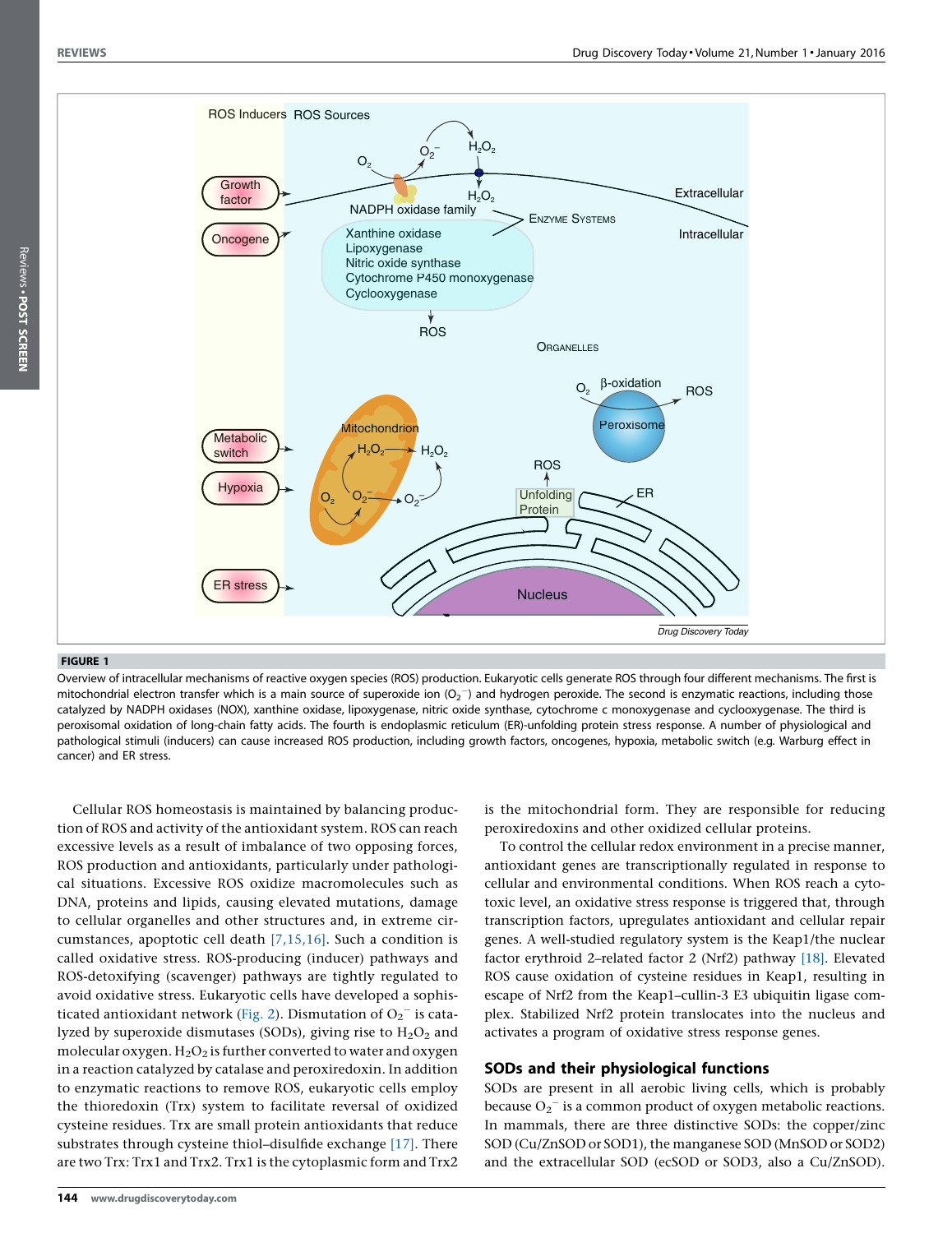**FIGURE 1**

Overview of intracellular mechanisms of reactive oxygen species (ROS) production. Eukaryotic cells generate ROS through four different mechanisms. The first is mitochondrial electron transfer which is a main source of superoxide ion ($O_2^-$) and hydrogen peroxide. The second is enzymatic reactions, including those catalyzed by NADPH oxidases (NOX), xanthine oxidase, lipoxygenase, nitric oxide synthase, cytochrome c monoxygenase and cyclooxygenase. The third is peroxisomal oxidation of long-chain fatty acids. The fourth is endoplasmic reticulum (ER)-unfolding protein stress response. A number of physiological and pathological stimuli (inducers) can cause increased ROS production, including growth factors, oncogenes, hypoxia, metabolic switch (e.g. Warburg effect in cancer) and ER stress.

Cellular ROS homeostasis is maintained by balancing production of ROS and activity of the antioxidant system. ROS can reach excessive levels as a result of imbalance of two opposing forces, ROS production and antioxidants, particularly under pathological situations. Excessive ROS oxidize macromolecules such as DNA, proteins and lipids, causing elevated mutations, damage to cellular organelles and other structures and, in extreme circumstances, apoptotic cell death [7,15,16]. Such a condition is called oxidative stress. ROS-producing (inducer) pathways and ROS-detoxifying (scavenger) pathways are tightly regulated to avoid oxidative stress. Eukaryotic cells have developed a sophisticated antioxidant network (Fig. 2). Dismutation of $O_2^-$ is catalyzed by superoxide dismutases (SODs), giving rise to $H_2O_2$ and molecular oxygen. $H_2O_2$ is further converted to water and oxygen in a reaction catalyzed by catalase and peroxiredoxin. In addition to enzymatic reactions to remove ROS, eukaryotic cells employ the thioredoxin (Trx) system to facilitate reversal of oxidized cysteine residues. Trx are small protein antioxidants that reduce substrates through cysteine thiol–disulfide exchange [17]. There are two Trx: Trx1 and Trx2. Trx1 is the cytoplasmic form and Trx2 is the mitochondrial form. They are responsible for reducing peroxiredoxins and other oxidized cellular proteins.

To control the cellular redox environment in a precise manner, antioxidant genes are transcriptionally regulated in response to cellular and environmental conditions. When ROS reach a cytotoxic level, an oxidative stress response is triggered that, through transcription factors, upregulates antioxidant and cellular repair genes. A well-studied regulatory system is the Keap1/the nuclear factor erythroid 2–related factor 2 (Nrf2) pathway [18]. Elevated ROS cause oxidation of cysteine residues in Keap1, resulting in escape of Nrf2 from the Keap1–cullin-3 E3 ubiquitin ligase complex. Stabilized Nrf2 protein translocates into the nucleus and activates a program of oxidative stress response genes.

## SODs and their physiological functions

SODs are present in all aerobic living cells, which is probably because $O_2^-$ is a common product of oxygen metabolic reactions. In mammals, there are three distinctive SODs: the copper/zinc SOD (Cu/ZnSOD or SOD1), the manganese SOD (MnSOD or SOD2) and the extracellular SOD (ecSOD or SOD3, also a Cu/ZnSOD).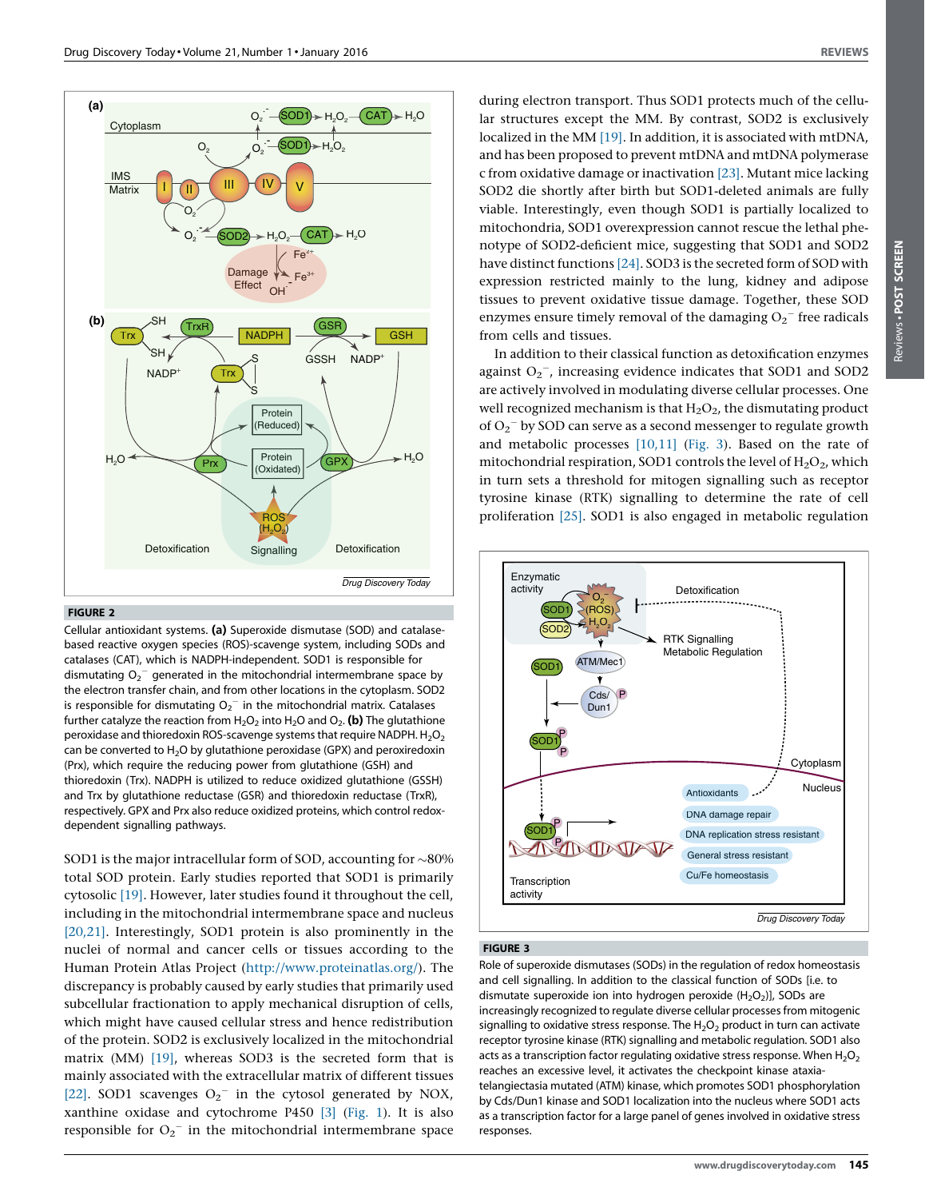**FIGURE 2**

Cellular antioxidant systems. **(a)** Superoxide dismutase (SOD) and catalase-based reactive oxygen species (ROS)-scavenge system, including SODs and catalases (CAT), which is NADPH-independent. SOD1 is responsible for dismutating $O_2^-$ generated in the mitochondrial intermembrane space by the electron transfer chain, and from other locations in the cytoplasm. SOD2 is responsible for dismutating $O_2^-$ in the mitochondrial matrix. Catalases further catalyze the reaction from $H_2O_2$ into $H_2O$ and $O_2$. **(b)** The glutathione peroxidase and thioredoxin ROS-scavenge systems that require NADPH. $H_2O_2$ can be converted to $H_2O$ by glutathione peroxidase (GPX) and peroxiredoxin (Prx), which require the reducing power from glutathione (GSH) and thioredoxin (Trx). NADPH is utilized to reduce oxidized glutathione (GSSH) and Trx by glutathione reductase (GSR) and thioredoxin reductase (TrxR), respectively. GPX and Prx also reduce oxidized proteins, which control redox-dependent signalling pathways.

SOD1 is the major intracellular form of SOD, accounting for ~80% total SOD protein. Early studies reported that SOD1 is primarily cytosolic [19]. However, later studies found it throughout the cell, including in the mitochondrial intermembrane space and nucleus [20,21]. Interestingly, SOD1 protein is also prominently in the nuclei of normal and cancer cells or tissues according to the Human Protein Atlas Project (http://www.proteinatlas.org/). The discrepancy is probably caused by early studies that primarily used subcellular fractionation to apply mechanical disruption of cells, which might have caused cellular stress and hence redistribution of the protein. SOD2 is exclusively localized in the mitochondrial matrix (MM) [19], whereas SOD3 is the secreted form that is mainly associated with the extracellular matrix of different tissues [22]. SOD1 scavenges $O_2^-$ in the cytosol generated by NOX, xanthine oxidase and cytochrome P450 [3] (Fig. 1). It is also responsible for $O_2^-$ in the mitochondrial intermembrane space during electron transport. Thus SOD1 protects much of the cellular structures except the MM. By contrast, SOD2 is exclusively localized in the MM [19]. In addition, it is associated with mtDNA, and has been proposed to prevent mtDNA and mtDNA polymerase c from oxidative damage or inactivation [23]. Mutant mice lacking SOD2 die shortly after birth but SOD1-deleted animals are fully viable. Interestingly, even though SOD1 is partially localized to mitochondria, SOD1 overexpression cannot rescue the lethal phenotype of SOD2-deficient mice, suggesting that SOD1 and SOD2 have distinct functions [24]. SOD3 is the secreted form of SOD with expression restricted mainly to the lung, kidney and adipose tissues to prevent oxidative tissue damage. Together, these SOD enzymes ensure timely removal of the damaging $O_2^-$ free radicals from cells and tissues.

In addition to their classical function as detoxification enzymes against $O_2^-$, increasing evidence indicates that SOD1 and SOD2 are actively involved in modulating diverse cellular processes. One well recognized mechanism is that $H_2O_2$, the dismutating product of $O_2^-$ by SOD can serve as a second messenger to regulate growth and metabolic processes [10,11] (Fig. 3). Based on the rate of mitochondrial respiration, SOD1 controls the level of $H_2O_2$, which in turn sets a threshold for mitogen signalling such as receptor tyrosine kinase (RTK) signalling to determine the rate of cell proliferation [25]. SOD1 is also engaged in metabolic regulation

**FIGURE 3**

Role of superoxide dismutases (SODs) in the regulation of redox homeostasis and cell signalling. In addition to the classical function of SODs [i.e. to dismutate superoxide ion into hydrogen peroxide ($H_2O_2$)], SODs are increasingly recognized to regulate diverse cellular processes from mitogenic signalling to oxidative stress response. The $H_2O_2$ product in turn can activate receptor tyrosine kinase (RTK) signalling and metabolic regulation. SOD1 also acts as a transcription factor regulating oxidative stress response. When $H_2O_2$ reaches an excessive level, it activates the checkpoint kinase ataxia-telangiectasia mutated (ATM) kinase, which promotes SOD1 phosphorylation by Cds/Dun1 kinase and SOD1 localization into the nucleus where SOD1 acts as a transcription factor for a large panel of genes involved in oxidative stress responses.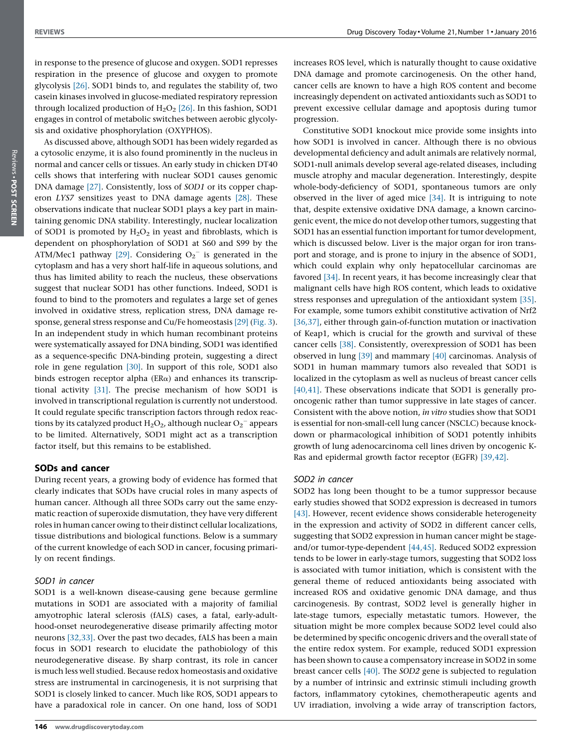in response to the presence of glucose and oxygen. SOD1 represses respiration in the presence of glucose and oxygen to promote glycolysis [26]. SOD1 binds to, and regulates the stability of, two casein kinases involved in glucose-mediated respiratory repression through localized production of $H_2O_2$ [26]. In this fashion, SOD1 engages in control of metabolic switches between aerobic glycolysis and oxidative phosphorylation (OXYPHOS).

As discussed above, although SOD1 has been widely regarded as a cytosolic enzyme, it is also found prominently in the nucleus in normal and cancer cells or tissues. An early study in chicken DT40 cells shows that interfering with nuclear SOD1 causes genomic DNA damage [27]. Consistently, loss of *SOD1* or its copper chaperon *LYS7* sensitizes yeast to DNA damage agents [28]. These observations indicate that nuclear SOD1 plays a key part in maintaining genomic DNA stability. Interestingly, nuclear localization of SOD1 is promoted by $H_2O_2$ in yeast and fibroblasts, which is dependent on phosphorylation of SOD1 at S60 and S99 by the ATM/Mec1 pathway [29]. Considering $O_2^-$ is generated in the cytoplasm and has a very short half-life in aqueous solutions, and thus has limited ability to reach the nucleus, these observations suggest that nuclear SOD1 has other functions. Indeed, SOD1 is found to bind to the promoters and regulates a large set of genes involved in oxidative stress, replication stress, DNA damage response, general stress response and Cu/Fe homeostasis [29] (Fig. 3). In an independent study in which human recombinant proteins were systematically assayed for DNA binding, SOD1 was identified as a sequence-specific DNA-binding protein, suggesting a direct role in gene regulation [30]. In support of this role, SOD1 also binds estrogen receptor alpha (ERα) and enhances its transcriptional activity [31]. The precise mechanism of how SOD1 is involved in transcriptional regulation is currently not understood. It could regulate specific transcription factors through redox reactions by its catalyzed product $H_2O_2$, although nuclear $O_2^-$ appears to be limited. Alternatively, SOD1 might act as a transcription factor itself, but this remains to be established.

## SODs and cancer

During recent years, a growing body of evidence has formed that clearly indicates that SODs have crucial roles in many aspects of human cancer. Although all three SODs carry out the same enzymatic reaction of superoxide dismutation, they have very different roles in human cancer owing to their distinct cellular localizations, tissue distributions and biological functions. Below is a summary of the current knowledge of each SOD in cancer, focusing primarily on recent findings.

### *SOD1 in cancer*

SOD1 is a well-known disease-causing gene because germline mutations in SOD1 are associated with a majority of familial amyotrophic lateral sclerosis (fALS) cases, a fatal, early-adulthood-onset neurodegenerative disease primarily affecting motor neurons [32,33]. Over the past two decades, fALS has been a main focus in SOD1 research to elucidate the pathobiology of this neurodegenerative disease. By sharp contrast, its role in cancer is much less well studied. Because redox homeostasis and oxidative stress are instrumental in carcinogenesis, it is not surprising that SOD1 is closely linked to cancer. Much like ROS, SOD1 appears to have a paradoxical role in cancer. On one hand, loss of SOD1 increases ROS level, which is naturally thought to cause oxidative DNA damage and promote carcinogenesis. On the other hand, cancer cells are known to have a high ROS content and become increasingly dependent on activated antioxidants such as SOD1 to prevent excessive cellular damage and apoptosis during tumor progression.

Constitutive SOD1 knockout mice provide some insights into how SOD1 is involved in cancer. Although there is no obvious developmental deficiency and adult animals are relatively normal, SOD1-null animals develop several age-related diseases, including muscle atrophy and macular degeneration. Interestingly, despite whole-body-deficiency of SOD1, spontaneous tumors are only observed in the liver of aged mice [34]. It is intriguing to note that, despite extensive oxidative DNA damage, a known carcinogenic event, the mice do not develop other tumors, suggesting that SOD1 has an essential function important for tumor development, which is discussed below. Liver is the major organ for iron transport and storage, and is prone to injury in the absence of SOD1, which could explain why only hepatocellular carcinomas are favored [34]. In recent years, it has become increasingly clear that malignant cells have high ROS content, which leads to oxidative stress responses and upregulation of the antioxidant system [35]. For example, some tumors exhibit constitutive activation of Nrf2 [36,37], either through gain-of-function mutation or inactivation of Keap1, which is crucial for the growth and survival of these cancer cells [38]. Consistently, overexpression of SOD1 has been observed in lung [39] and mammary [40] carcinomas. Analysis of SOD1 in human mammary tumors also revealed that SOD1 is localized in the cytoplasm as well as nucleus of breast cancer cells [40,41]. These observations indicate that SOD1 is generally pro-oncogenic rather than tumor suppressive in late stages of cancer. Consistent with the above notion, *in vitro* studies show that SOD1 is essential for non-small-cell lung cancer (NSCLC) because knockdown or pharmacological inhibition of SOD1 potently inhibits growth of lung adenocarcinoma cell lines driven by oncogenic K-Ras and epidermal growth factor receptor (EGFR) [39,42].

### *SOD2 in cancer*

SOD2 has long been thought to be a tumor suppressor because early studies showed that SOD2 expression is decreased in tumors [43]. However, recent evidence shows considerable heterogeneity in the expression and activity of SOD2 in different cancer cells, suggesting that SOD2 expression in human cancer might be stage- and/or tumor-type-dependent [44,45]. Reduced SOD2 expression tends to be lower in early-stage tumors, suggesting that SOD2 loss is associated with tumor initiation, which is consistent with the general theme of reduced antioxidants being associated with increased ROS and oxidative genomic DNA damage, and thus carcinogenesis. By contrast, SOD2 level is generally higher in late-stage tumors, especially metastatic tumors. However, the situation might be more complex because SOD2 level could also be determined by specific oncogenic drivers and the overall state of the entire redox system. For example, reduced SOD1 expression has been shown to cause a compensatory increase in SOD2 in some breast cancer cells [40]. The *SOD2* gene is subjected to regulation by a number of intrinsic and extrinsic stimuli including growth factors, inflammatory cytokines, chemotherapeutic agents and UV irradiation, involving a wide array of transcription factors,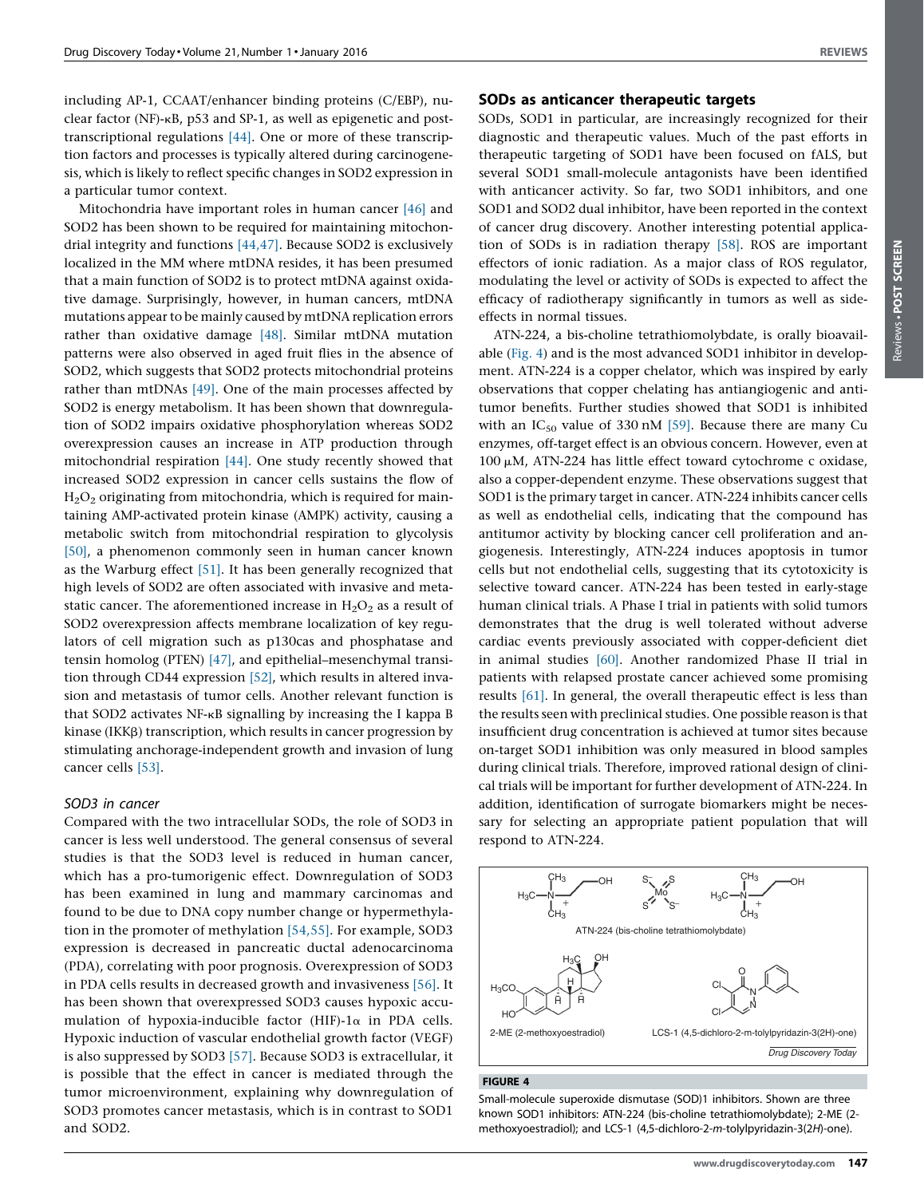including AP-1, CCAAT/enhancer binding proteins (C/EBP), nuclear factor (NF)-κB, p53 and SP-1, as well as epigenetic and post-transcriptional regulations [44]. One or more of these transcription factors and processes is typically altered during carcinogenesis, which is likely to reflect specific changes in SOD2 expression in a particular tumor context.

Mitochondria have important roles in human cancer [46] and SOD2 has been shown to be required for maintaining mitochondrial integrity and functions [44,47]. Because SOD2 is exclusively localized in the MM where mtDNA resides, it has been presumed that a main function of SOD2 is to protect mtDNA against oxidative damage. Surprisingly, however, in human cancers, mtDNA mutations appear to be mainly caused by mtDNA replication errors rather than oxidative damage [48]. Similar mtDNA mutation patterns were also observed in aged fruit flies in the absence of SOD2, which suggests that SOD2 protects mitochondrial proteins rather than mtDNAs [49]. One of the main processes affected by SOD2 is energy metabolism. It has been shown that downregulation of SOD2 impairs oxidative phosphorylation whereas SOD2 overexpression causes an increase in ATP production through mitochondrial respiration [44]. One study recently showed that increased SOD2 expression in cancer cells sustains the flow of $H_2O_2$ originating from mitochondria, which is required for maintaining AMP-activated protein kinase (AMPK) activity, causing a metabolic switch from mitochondrial respiration to glycolysis [50], a phenomenon commonly seen in human cancer known as the Warburg effect [51]. It has been generally recognized that high levels of SOD2 are often associated with invasive and metastatic cancer. The aforementioned increase in $H_2O_2$ as a result of SOD2 overexpression affects membrane localization of key regulators of cell migration such as p130cas and phosphatase and tensin homolog (PTEN) [47], and epithelial–mesenchymal transition through CD44 expression [52], which results in altered invasion and metastasis of tumor cells. Another relevant function is that SOD2 activates NF-κB signalling by increasing the I kappa B kinase (IKKβ) transcription, which results in cancer progression by stimulating anchorage-independent growth and invasion of lung cancer cells [53].

### *SOD3 in cancer*

Compared with the two intracellular SODs, the role of SOD3 in cancer is less well understood. The general consensus of several studies is that the SOD3 level is reduced in human cancer, which has a pro-tumorigenic effect. Downregulation of SOD3 has been examined in lung and mammary carcinomas and found to be due to DNA copy number change or hypermethylation in the promoter of methylation [54,55]. For example, SOD3 expression is decreased in pancreatic ductal adenocarcinoma (PDA), correlating with poor prognosis. Overexpression of SOD3 in PDA cells results in decreased growth and invasiveness [56]. It has been shown that overexpressed SOD3 causes hypoxic accumulation of hypoxia-inducible factor (HIF)-1α in PDA cells. Hypoxic induction of vascular endothelial growth factor (VEGF) is also suppressed by SOD3 [57]. Because SOD3 is extracellular, it is possible that the effect in cancer is mediated through the tumor microenvironment, explaining why downregulation of SOD3 promotes cancer metastasis, which is in contrast to SOD1 and SOD2.

## SODs as anticancer therapeutic targets

SODs, SOD1 in particular, are increasingly recognized for their diagnostic and therapeutic values. Much of the past efforts in therapeutic targeting of SOD1 have been focused on fALS, but several SOD1 small-molecule antagonists have been identified with anticancer activity. So far, two SOD1 inhibitors, and one SOD1 and SOD2 dual inhibitor, have been reported in the context of cancer drug discovery. Another interesting potential application of SODs is in radiation therapy [58]. ROS are important effectors of ionic radiation. As a major class of ROS regulator, modulating the level or activity of SODs is expected to affect the efficacy of radiotherapy significantly in tumors as well as side-effects in normal tissues.

ATN-224, a bis-choline tetrathiomolybdate, is orally bioavailable (Fig. 4) and is the most advanced SOD1 inhibitor in development. ATN-224 is a copper chelator, which was inspired by early observations that copper chelating has antiangiogenic and antitumor benefits. Further studies showed that SOD1 is inhibited with an $IC_{50}$ value of 330 nM [59]. Because there are many Cu enzymes, off-target effect is an obvious concern. However, even at 100 μM, ATN-224 has little effect toward cytochrome c oxidase, also a copper-dependent enzyme. These observations suggest that SOD1 is the primary target in cancer. ATN-224 inhibits cancer cells as well as endothelial cells, indicating that the compound has antitumor activity by blocking cancer cell proliferation and angiogenesis. Interestingly, ATN-224 induces apoptosis in tumor cells but not endothelial cells, suggesting that its cytotoxicity is selective toward cancer. ATN-224 has been tested in early-stage human clinical trials. A Phase I trial in patients with solid tumors demonstrates that the drug is well tolerated without adverse cardiac events previously associated with copper-deficient diet in animal studies [60]. Another randomized Phase II trial in patients with relapsed prostate cancer achieved some promising results [61]. In general, the overall therapeutic effect is less than the results seen with preclinical studies. One possible reason is that insufficient drug concentration is achieved at tumor sites because on-target SOD1 inhibition was only measured in blood samples during clinical trials. Therefore, improved rational design of clinical trials will be important for further development of ATN-224. In addition, identification of surrogate biomarkers might be necessary for selecting an appropriate patient population that will respond to ATN-224.

ATN-224 (bis-choline tetrathiomolybdate)

2-ME (2-methoxyoestradiol)

LCS-1 (4,5-dichloro-2-m-tolylpyridazin-3(2H)-one)

**FIGURE 4**

Small-molecule superoxide dismutase (SOD)1 inhibitors. Shown are three known SOD1 inhibitors: ATN-224 (bis-choline tetrathiomolybdate); 2-ME (2-methoxyoestradiol); and LCS-1 (4,5-dichloro-2-*m*-tolylpyridazin-3(2*H*)-one).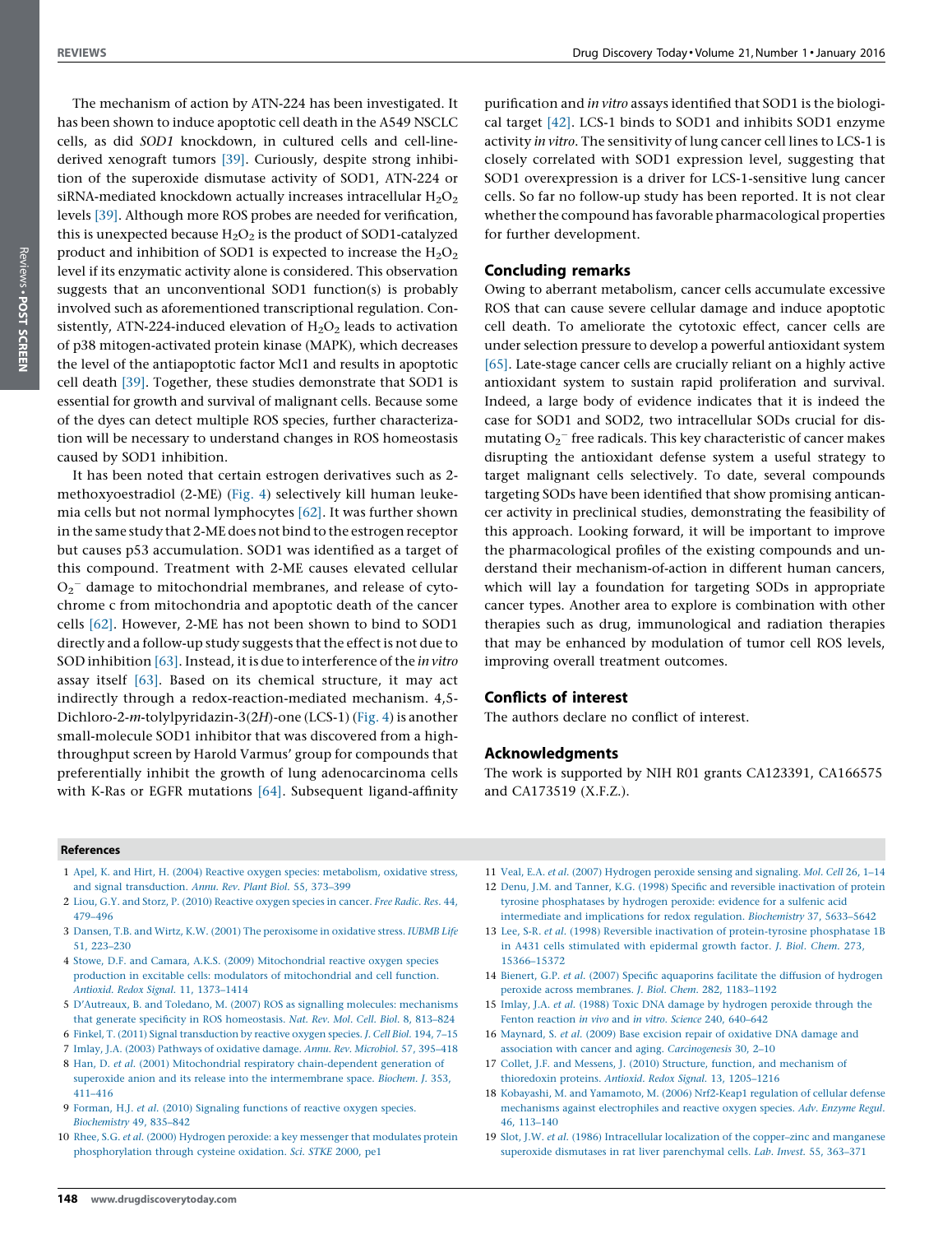The mechanism of action by ATN-224 has been investigated. It has been shown to induce apoptotic cell death in the A549 NSCLC cells, as did *SOD1* knockdown, in cultured cells and cell-line-derived xenograft tumors [39]. Curiously, despite strong inhibition of the superoxide dismutase activity of SOD1, ATN-224 or siRNA-mediated knockdown actually increases intracellular $H_2O_2$ levels [39]. Although more ROS probes are needed for verification, this is unexpected because $H_2O_2$ is the product of SOD1-catalyzed product and inhibition of SOD1 is expected to increase the $H_2O_2$ level if its enzymatic activity alone is considered. This observation suggests that an unconventional SOD1 function(s) is probably involved such as aforementioned transcriptional regulation. Consistently, ATN-224-induced elevation of $H_2O_2$ leads to activation of p38 mitogen-activated protein kinase (MAPK), which decreases the level of the antiapoptotic factor Mcl1 and results in apoptotic cell death [39]. Together, these studies demonstrate that SOD1 is essential for growth and survival of malignant cells. Because some of the dyes can detect multiple ROS species, further characterization will be necessary to understand changes in ROS homeostasis caused by SOD1 inhibition.

It has been noted that certain estrogen derivatives such as 2-methoxyoestradiol (2-ME) (Fig. 4) selectively kill human leukemia cells but not normal lymphocytes [62]. It was further shown in the same study that 2-ME does not bind to the estrogen receptor but causes p53 accumulation. SOD1 was identified as a target of this compound. Treatment with 2-ME causes elevated cellular $O_2^-$ damage to mitochondrial membranes, and release of cytochrome c from mitochondria and apoptotic death of the cancer cells [62]. However, 2-ME has not been shown to bind to SOD1 directly and a follow-up study suggests that the effect is not due to SOD inhibition [63]. Instead, it is due to interference of the *in vitro* assay itself [63]. Based on its chemical structure, it may act indirectly through a redox-reaction-mediated mechanism. 4,5-Dichloro-2-*m*-tolylpyridazin-3(2*H*)-one (LCS-1) (Fig. 4) is another small-molecule SOD1 inhibitor that was discovered from a high-throughput screen by Harold Varmus' group for compounds that preferentially inhibit the growth of lung adenocarcinoma cells with K-Ras or EGFR mutations [64]. Subsequent ligand-affinity purification and *in vitro* assays identified that SOD1 is the biological target [42]. LCS-1 binds to SOD1 and inhibits SOD1 enzyme activity *in vitro*. The sensitivity of lung cancer cell lines to LCS-1 is closely correlated with SOD1 expression level, suggesting that SOD1 overexpression is a driver for LCS-1-sensitive lung cancer cells. So far no follow-up study has been reported. It is not clear whether the compound has favorable pharmacological properties for further development.

## Concluding remarks

Owing to aberrant metabolism, cancer cells accumulate excessive ROS that can cause severe cellular damage and induce apoptotic cell death. To ameliorate the cytotoxic effect, cancer cells are under selection pressure to develop a powerful antioxidant system [65]. Late-stage cancer cells are crucially reliant on a highly active antioxidant system to sustain rapid proliferation and survival. Indeed, a large body of evidence indicates that it is indeed the case for SOD1 and SOD2, two intracellular SODs crucial for dismutating $O_2^-$ free radicals. This key characteristic of cancer makes disrupting the antioxidant defense system a useful strategy to target malignant cells selectively. To date, several compounds targeting SODs have been identified that show promising anticancer activity in preclinical studies, demonstrating the feasibility of this approach. Looking forward, it will be important to improve the pharmacological profiles of the existing compounds and understand their mechanism-of-action in different human cancers, which will lay a foundation for targeting SODs in appropriate cancer types. Another area to explore is combination with other therapies such as drug, immunological and radiation therapies that may be enhanced by modulation of tumor cell ROS levels, improving overall treatment outcomes.

## Conflicts of interest

The authors declare no conflict of interest.

## Acknowledgments

The work is supported by NIH R01 grants CA123391, CA166575 and CA173519 (X.F.Z.).

## References

1 Apel, K. and Hirt, H. (2004) Reactive oxygen species: metabolism, oxidative stress, and signal transduction. *Annu. Rev. Plant Biol.* 55, 373–399

2 Liou, G.Y. and Storz, P. (2010) Reactive oxygen species in cancer. *Free Radic. Res.* 44, 479–496

3 Dansen, T.B. and Wirtz, K.W. (2001) The peroxisome in oxidative stress. *IUBMB Life* 51, 223–230

4 Stowe, D.F. and Camara, A.K.S. (2009) Mitochondrial reactive oxygen species production in excitable cells: modulators of mitochondrial and cell function. *Antioxid. Redox Signal.* 11, 1373–1414

5 D'Autreaux, B. and Toledano, M. (2007) ROS as signalling molecules: mechanisms that generate specificity in ROS homeostasis. *Nat. Rev. Mol. Cell. Biol.* 8, 813–824

6 Finkel, T. (2011) Signal transduction by reactive oxygen species. *J. Cell Biol.* 194, 7–15

7 Imlay, J.A. (2003) Pathways of oxidative damage. *Annu. Rev. Microbiol.* 57, 395–418

8 Han, D. *et al.* (2001) Mitochondrial respiratory chain-dependent generation of superoxide anion and its release into the intermembrane space. *Biochem. J.* 353, 411–416

9 Forman, H.J. *et al.* (2010) Signaling functions of reactive oxygen species. *Biochemistry* 49, 835–842

10 Rhee, S.G. *et al.* (2000) Hydrogen peroxide: a key messenger that modulates protein phosphorylation through cysteine oxidation. *Sci. STKE* 2000, pe1

11 Veal, E.A. *et al.* (2007) Hydrogen peroxide sensing and signaling. *Mol. Cell* 26, 1–14

12 Denu, J.M. and Tanner, K.G. (1998) Specific and reversible inactivation of protein tyrosine phosphatases by hydrogen peroxide: evidence for a sulfenic acid intermediate and implications for redox regulation. *Biochemistry* 37, 5633–5642

13 Lee, S-R. *et al.* (1998) Reversible inactivation of protein-tyrosine phosphatase 1B in A431 cells stimulated with epidermal growth factor. *J. Biol. Chem.* 273, 15366–15372

14 Bienert, G.P. *et al.* (2007) Specific aquaporins facilitate the diffusion of hydrogen peroxide across membranes. *J. Biol. Chem.* 282, 1183–1192

15 Imlay, J.A. *et al.* (1988) Toxic DNA damage by hydrogen peroxide through the Fenton reaction *in vivo* and *in vitro*. *Science* 240, 640–642

16 Maynard, S. *et al.* (2009) Base excision repair of oxidative DNA damage and association with cancer and aging. *Carcinogenesis* 30, 2–10

17 Collet, J.F. and Messens, J. (2010) Structure, function, and mechanism of thioredoxin proteins. *Antioxid. Redox Signal.* 13, 1205–1216

18 Kobayashi, M. and Yamamoto, M. (2006) Nrf2-Keap1 regulation of cellular defense mechanisms against electrophiles and reactive oxygen species. *Adv. Enzyme Regul.* 46, 113–140

19 Slot, J.W. *et al.* (1986) Intracellular localization of the copper–zinc and manganese superoxide dismutases in rat liver parenchymal cells. *Lab. Invest.* 55, 363–371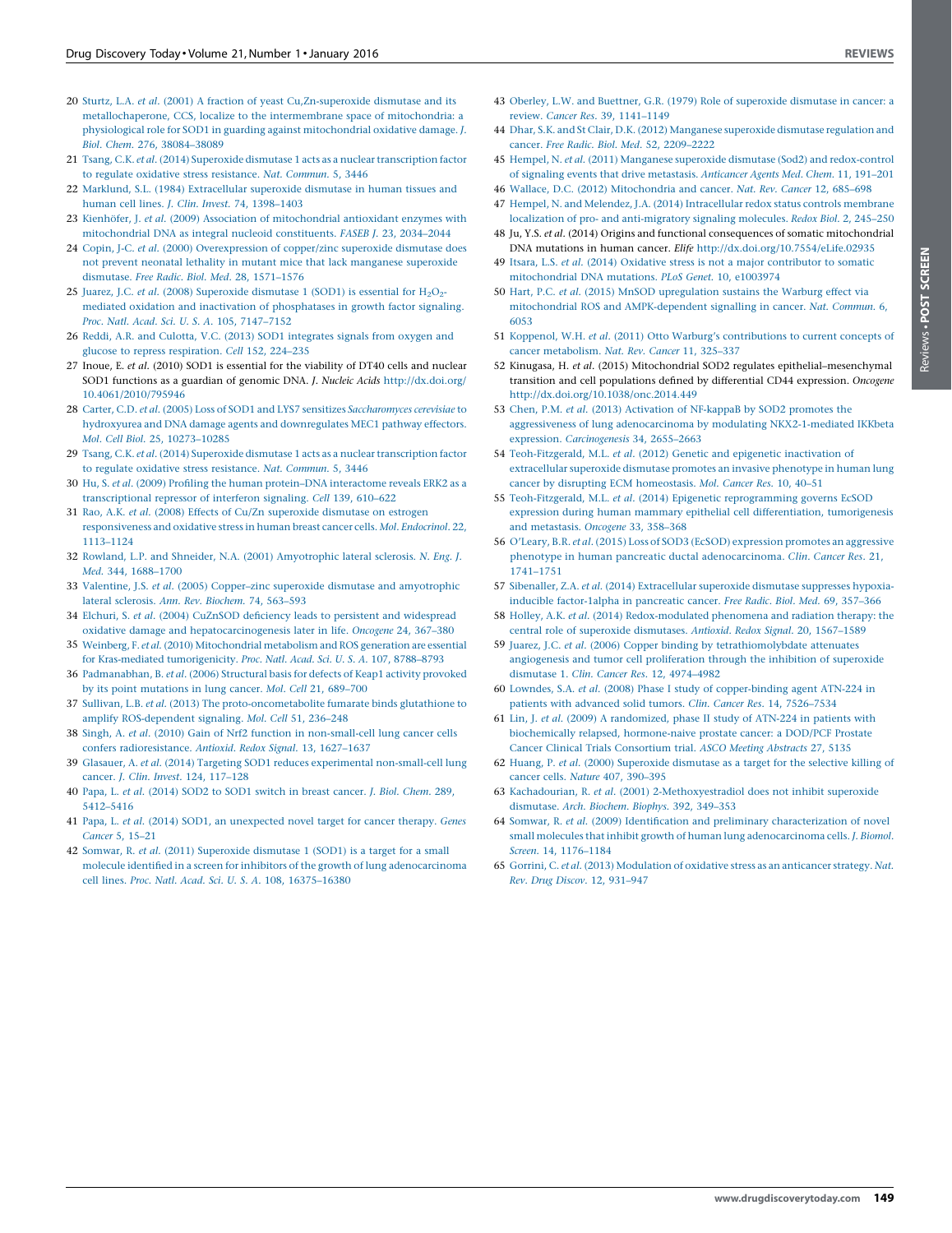20 Sturtz, L.A. *et al.* (2001) A fraction of yeast Cu,Zn-superoxide dismutase and its metallochaperone, CCS, localize to the intermembrane space of mitochondria: a physiological role for SOD1 in guarding against mitochondrial oxidative damage. *J. Biol. Chem.* 276, 38084–38089

21 Tsang, C.K. *et al.* (2014) Superoxide dismutase 1 acts as a nuclear transcription factor to regulate oxidative stress resistance. *Nat. Commun.* 5, 3446

22 Marklund, S.L. (1984) Extracellular superoxide dismutase in human tissues and human cell lines. *J. Clin. Invest.* 74, 1398–1403

23 Kienhöfer, J. *et al.* (2009) Association of mitochondrial antioxidant enzymes with mitochondrial DNA as integral nucleoid constituents. *FASEB J.* 23, 2034–2044

24 Copin, J-C. *et al.* (2000) Overexpression of copper/zinc superoxide dismutase does not prevent neonatal lethality in mutant mice that lack manganese superoxide dismutase. *Free Radic. Biol. Med.* 28, 1571–1576

25 Juarez, J.C. *et al.* (2008) Superoxide dismutase 1 (SOD1) is essential for $H_2O_2$-mediated oxidation and inactivation of phosphatases in growth factor signaling. *Proc. Natl. Acad. Sci. U. S. A.* 105, 7147–7152

26 Reddi, A.R. and Culotta, V.C. (2013) SOD1 integrates signals from oxygen and glucose to repress respiration. *Cell* 152, 224–235

27 Inoue, E. *et al.* (2010) SOD1 is essential for the viability of DT40 cells and nuclear SOD1 functions as a guardian of genomic DNA. *J. Nucleic Acids* http://dx.doi.org/10.4061/2010/795946

28 Carter, C.D. *et al.* (2005) Loss of SOD1 and LYS7 sensitizes *Saccharomyces cerevisiae* to hydroxyurea and DNA damage agents and downregulates MEC1 pathway effectors. *Mol. Cell Biol.* 25, 10273–10285

29 Tsang, C.K. *et al.* (2014) Superoxide dismutase 1 acts as a nuclear transcription factor to regulate oxidative stress resistance. *Nat. Commun.* 5, 3446

30 Hu, S. *et al.* (2009) Profiling the human protein–DNA interactome reveals ERK2 as a transcriptional repressor of interferon signaling. *Cell* 139, 610–622

31 Rao, A.K. *et al.* (2008) Effects of Cu/Zn superoxide dismutase on estrogen responsiveness and oxidative stress in human breast cancer cells. *Mol. Endocrinol.* 22, 1113–1124

32 Rowland, L.P. and Shneider, N.A. (2001) Amyotrophic lateral sclerosis. *N. Eng. J. Med.* 344, 1688–1700

33 Valentine, J.S. *et al.* (2005) Copper–zinc superoxide dismutase and amyotrophic lateral sclerosis. *Ann. Rev. Biochem.* 74, 563–593

34 Elchuri, S. *et al.* (2004) CuZnSOD deficiency leads to persistent and widespread oxidative damage and hepatocarcinogenesis later in life. *Oncogene* 24, 367–380

35 Weinberg, F. *et al.* (2010) Mitochondrial metabolism and ROS generation are essential for Kras-mediated tumorigenicity. *Proc. Natl. Acad. Sci. U. S. A.* 107, 8788–8793

36 Padmanabhan, B. *et al.* (2006) Structural basis for defects of Keap1 activity provoked by its point mutations in lung cancer. *Mol. Cell* 21, 689–700

37 Sullivan, L.B. *et al.* (2013) The proto-oncometabolite fumarate binds glutathione to amplify ROS-dependent signaling. *Mol. Cell* 51, 236–248

38 Singh, A. *et al.* (2010) Gain of Nrf2 function in non-small-cell lung cancer cells confers radioresistance. *Antioxid. Redox Signal.* 13, 1627–1637

39 Glasauer, A. *et al.* (2014) Targeting SOD1 reduces experimental non-small-cell lung cancer. *J. Clin. Invest.* 124, 117–128

40 Papa, L. *et al.* (2014) SOD2 to SOD1 switch in breast cancer. *J. Biol. Chem.* 289, 5412–5416

41 Papa, L. *et al.* (2014) SOD1, an unexpected novel target for cancer therapy. *Genes Cancer* 5, 15–21

42 Somwar, R. *et al.* (2011) Superoxide dismutase 1 (SOD1) is a target for a small molecule identified in a screen for inhibitors of the growth of lung adenocarcinoma cell lines. *Proc. Natl. Acad. Sci. U. S. A.* 108, 16375–16380

43 Oberley, L.W. and Buettner, G.R. (1979) Role of superoxide dismutase in cancer: a review. *Cancer Res.* 39, 1141–1149

44 Dhar, S.K. and St Clair, D.K. (2012) Manganese superoxide dismutase regulation and cancer. *Free Radic. Biol. Med.* 52, 2209–2222

45 Hempel, N. *et al.* (2011) Manganese superoxide dismutase (Sod2) and redox-control of signaling events that drive metastasis. *Anticancer Agents Med. Chem.* 11, 191–201

46 Wallace, D.C. (2012) Mitochondria and cancer. *Nat. Rev. Cancer* 12, 685–698

47 Hempel, N. and Melendez, J.A. (2014) Intracellular redox status controls membrane localization of pro- and anti-migratory signaling molecules. *Redox Biol.* 2, 245–250

48 Ju, Y.S. *et al.* (2014) Origins and functional consequences of somatic mitochondrial DNA mutations in human cancer. *Elife* http://dx.doi.org/10.7554/eLife.02935

49 Itsara, L.S. *et al.* (2014) Oxidative stress is not a major contributor to somatic mitochondrial DNA mutations. *PLoS Genet.* 10, e1003974

50 Hart, P.C. *et al.* (2015) MnSOD upregulation sustains the Warburg effect via mitochondrial ROS and AMPK-dependent signalling in cancer. *Nat. Commun.* 6, 6053

51 Koppenol, W.H. *et al.* (2011) Otto Warburg's contributions to current concepts of cancer metabolism. *Nat. Rev. Cancer* 11, 325–337

52 Kinugasa, H. *et al.* (2015) Mitochondrial SOD2 regulates epithelial–mesenchymal transition and cell populations defined by differential CD44 expression. *Oncogene* http://dx.doi.org/10.1038/onc.2014.449

53 Chen, P.M. *et al.* (2013) Activation of NF-kappaB by SOD2 promotes the aggressiveness of lung adenocarcinoma by modulating NKX2-1-mediated IKKbeta expression. *Carcinogenesis* 34, 2655–2663

54 Teoh-Fitzgerald, M.L. *et al.* (2012) Genetic and epigenetic inactivation of extracellular superoxide dismutase promotes an invasive phenotype in human lung cancer by disrupting ECM homeostasis. *Mol. Cancer Res.* 10, 40–51

55 Teoh-Fitzgerald, M.L. *et al.* (2014) Epigenetic reprogramming governs EcSOD expression during human mammary epithelial cell differentiation, tumorigenesis and metastasis. *Oncogene* 33, 358–368

56 O'Leary, B.R. *et al.* (2015) Loss of SOD3 (EcSOD) expression promotes an aggressive phenotype in human pancreatic ductal adenocarcinoma. *Clin. Cancer Res.* 21, 1741–1751

57 Sibenaller, Z.A. *et al.* (2014) Extracellular superoxide dismutase suppresses hypoxia-inducible factor-1alpha in pancreatic cancer. *Free Radic. Biol. Med.* 69, 357–366

58 Holley, A.K. *et al.* (2014) Redox-modulated phenomena and radiation therapy: the central role of superoxide dismutases. *Antioxid. Redox Signal.* 20, 1567–1589

59 Juarez, J.C. *et al.* (2006) Copper binding by tetrathiomolybdate attenuates angiogenesis and tumor cell proliferation through the inhibition of superoxide dismutase 1. *Clin. Cancer Res.* 12, 4974–4982

60 Lowndes, S.A. *et al.* (2008) Phase I study of copper-binding agent ATN-224 in patients with advanced solid tumors. *Clin. Cancer Res.* 14, 7526–7534

61 Lin, J. *et al.* (2009) A randomized, phase II study of ATN-224 in patients with biochemically relapsed, hormone-naive prostate cancer: a DOD/PCF Prostate Cancer Clinical Trials Consortium trial. *ASCO Meeting Abstracts* 27, 5135

62 Huang, P. *et al.* (2000) Superoxide dismutase as a target for the selective killing of cancer cells. *Nature* 407, 390–395

63 Kachadourian, R. *et al.* (2001) 2-Methoxyestradiol does not inhibit superoxide dismutase. *Arch. Biochem. Biophys.* 392, 349–353

64 Somwar, R. *et al.* (2009) Identification and preliminary characterization of novel small molecules that inhibit growth of human lung adenocarcinoma cells. *J. Biomol. Screen.* 14, 1176–1184

65 Gorrini, C. *et al.* (2013) Modulation of oxidative stress as an anticancer strategy. *Nat. Rev. Drug Discov.* 12, 931–947